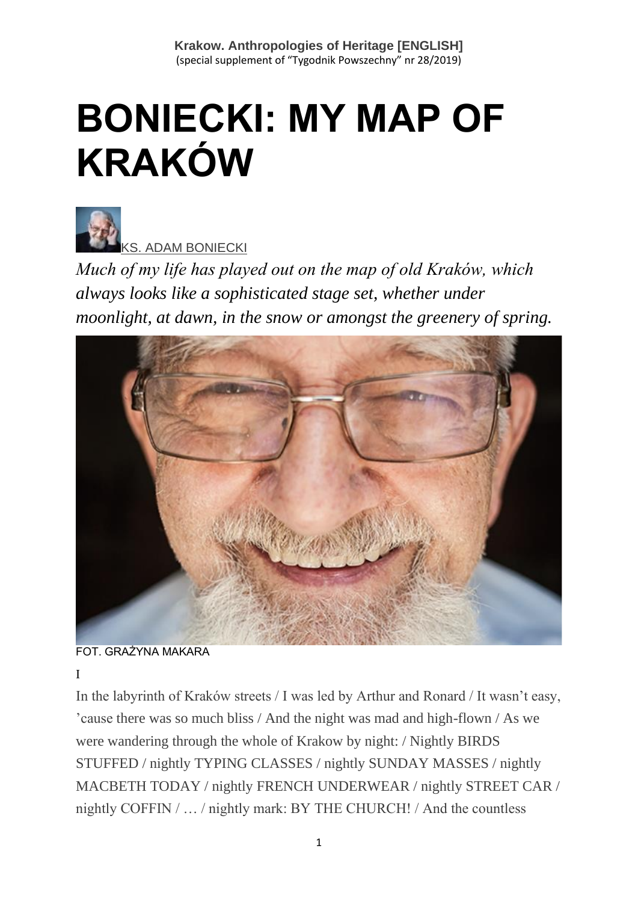# BONIECKI: MY MAP OF KRAKÓW

KS. ADAM BONIECKI

*Much of my life has played out on the map of old Kraków, which always looks like a sophisticated stage set, whether under moonlight, at dawn, in the snow or amongst the greenery of spring.*

FOT. GRAŻYNA MAKARA

I

In the labyrinth of Kraków streets / I was led by Arthur and Ronard / It wasn't easy, 'cause there was so much bliss / And the night was mad and high-flown / As we were wandering through the whole of Krakow by night: / Nightly BIRDS STUFFED / nightly TYPING CLASSES / nightly SUNDAY MASSES / nightly MACBETH TODAY / nightly FRENCH UNDERWEAR / nightly STREET CAR / nightly COFFIN / … / nightly mark: BY THE CHURCH! / And the countless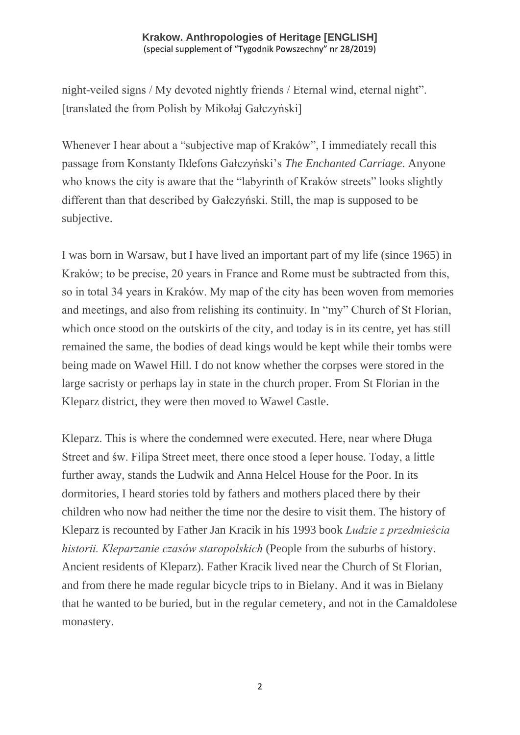night-veiled signs / My devoted nightly friends / Eternal wind, eternal night". [translated the from Polish by Mikołaj Gałczyński]

Whenever I hear about a "subjective map of Kraków", I immediately recall this passage from Konstanty Ildefons Gałczyński's *The Enchanted Carriage*. Anyone who knows the city is aware that the "labyrinth of Kraków streets" looks slightly different than that described by Gałczyński. Still, the map is supposed to be subjective.

I was born in Warsaw, but I have lived an important part of my life (since 1965) in Kraków; to be precise, 20 years in France and Rome must be subtracted from this, so in total 34 years in Kraków. My map of the city has been woven from memories and meetings, and also from relishing its continuity. In "my" Church of St Florian, which once stood on the outskirts of the city, and today is in its centre, yet has still remained the same, the bodies of dead kings would be kept while their tombs were being made on Wawel Hill. I do not know whether the corpses were stored in the large sacristy or perhaps lay in state in the church proper. From St Florian in the Kleparz district, they were then moved to Wawel Castle.

Kleparz. This is where the condemned were executed. Here, near where Długa Street and św. Filipa Street meet, there once stood a leper house. Today, a little further away, stands the Ludwik and Anna Helcel House for the Poor. In its dormitories, I heard stories told by fathers and mothers placed there by their children who now had neither the time nor the desire to visit them. The history of Kleparz is recounted by Father Jan Kracik in his 1993 book *Ludzie z przedmieścia historii. Kleparzanie czasów staropolskich* (People from the suburbs of history. Ancient residents of Kleparz). Father Kracik lived near the Church of St Florian, and from there he made regular bicycle trips to in Bielany. And it was in Bielany that he wanted to be buried, but in the regular cemetery, and not in the Camaldolese monastery.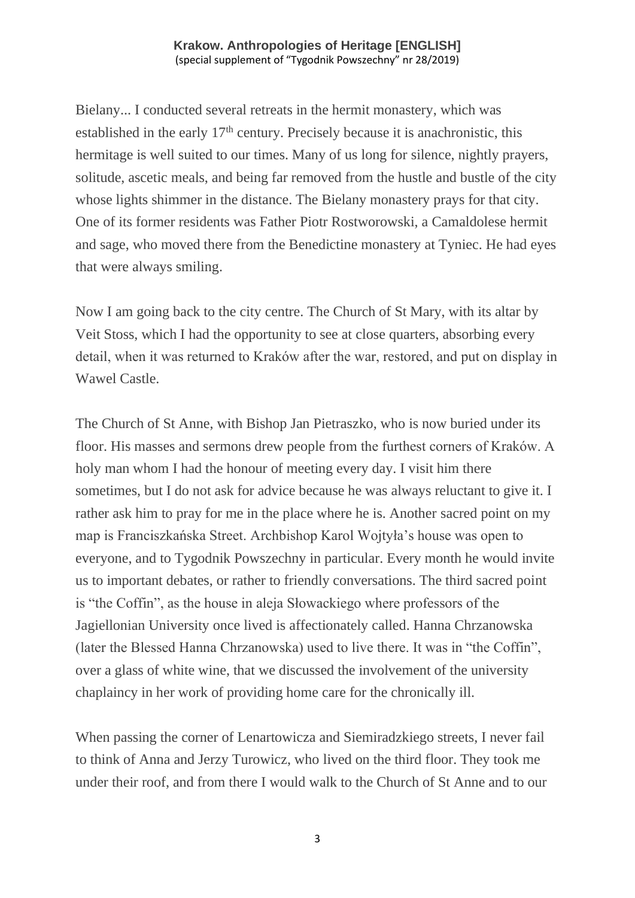Bielany... I conducted several retreats in the hermit monastery, which was established in the early 17th century. Precisely because it is anachronistic, this hermitage is well suited to our times. Many of us long for silence, nightly prayers, solitude, ascetic meals, and being far removed from the hustle and bustle of the city whose lights shimmer in the distance. The Bielany monastery prays for that city. One of its former residents was Father Piotr Rostworowski, a Camaldolese hermit and sage, who moved there from the Benedictine monastery at Tyniec. He had eyes that were always smiling.

Now I am going back to the city centre. The Church of St Mary, with its altar by Veit Stoss, which I had the opportunity to see at close quarters, absorbing every detail, when it was returned to Kraków after the war, restored, and put on display in Wawel Castle.

The Church of St Anne, with Bishop Jan Pietraszko, who is now buried under its floor. His masses and sermons drew people from the furthest corners of Kraków. A holy man whom I had the honour of meeting every day. I visit him there sometimes, but I do not ask for advice because he was always reluctant to give it. I rather ask him to pray for me in the place where he is. Another sacred point on my map is Franciszkańska Street. Archbishop Karol Wojtyła's house was open to everyone, and to Tygodnik Powszechny in particular. Every month he would invite us to important debates, or rather to friendly conversations. The third sacred point is "the Coffin", as the house in aleja Słowackiego where professors of the Jagiellonian University once lived is affectionately called. Hanna Chrzanowska (later the Blessed Hanna Chrzanowska) used to live there. It was in "the Coffin", over a glass of white wine, that we discussed the involvement of the university chaplaincy in her work of providing home care for the chronically ill.

When passing the corner of Lenartowicza and Siemiradzkiego streets, I never fail to think of Anna and Jerzy Turowicz, who lived on the third floor. They took me under their roof, and from there I would walk to the Church of St Anne and to our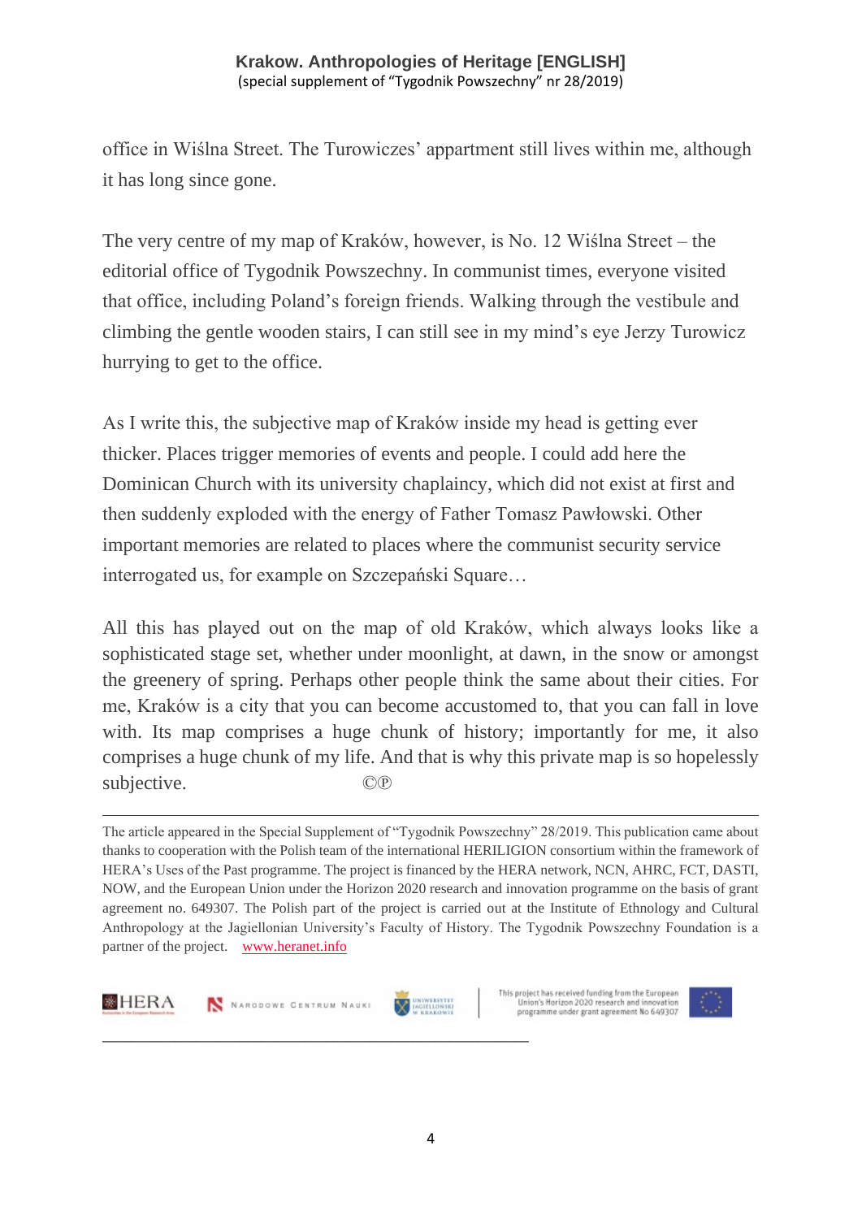office in Wiślna Street. The Turowiczes' appartment still lives within me, although it has long since gone.

The very centre of my map of Kraków, however, is No. 12 Wiślna Street – the editorial office of Tygodnik Powszechny. In communist times, everyone visited that office, including Poland's foreign friends. Walking through the vestibule and climbing the gentle wooden stairs, I can still see in my mind's eye Jerzy Turowicz hurrying to get to the office.

As I write this, the subjective map of Kraków inside my head is getting ever thicker. Places trigger memories of events and people. I could add here the Dominican Church with its university chaplaincy, which did not exist at first and then suddenly exploded with the energy of Father Tomasz Pawłowski. Other important memories are related to places where the communist security service interrogated us, for example on Szczepański Square…

All this has played out on the map of old Kraków, which always looks like a sophisticated stage set, whether under moonlight, at dawn, in the snow or amongst the greenery of spring. Perhaps other people think the same about their cities. For me, Kraków is a city that you can become accustomed to, that you can fall in love with. Its map comprises a huge chunk of history; importantly for me, it also comprises a huge chunk of my life. And that is why this private map is so hopelessly subjective. ©℗

---

The article appeared in the Special Supplement of "Tygodnik Powszechny" 28/2019. This publication came about thanks to cooperation with the Polish team of the international HERILIGION consortium within the framework of HERA's Uses of the Past programme. The project is financed by the HERA network, NCN, AHRC, FCT, DASTI, NOW, and the European Union under the Horizon 2020 research and innovation programme on the basis of grant agreement no. 649307. The Polish part of the project is carried out at the Institute of Ethnology and Cultural Anthropology at the Jagiellonian University's Faculty of History. The Tygodnik Powszechny Foundation is a partner of the project. www.heranet.info

HERA | Narodowe Centrum Nauki | Uniwersytet Jagielloński w Krakowie | This project has received funding from the European Union's Horizon 2020 research and innovation programme under grant agreement No 649307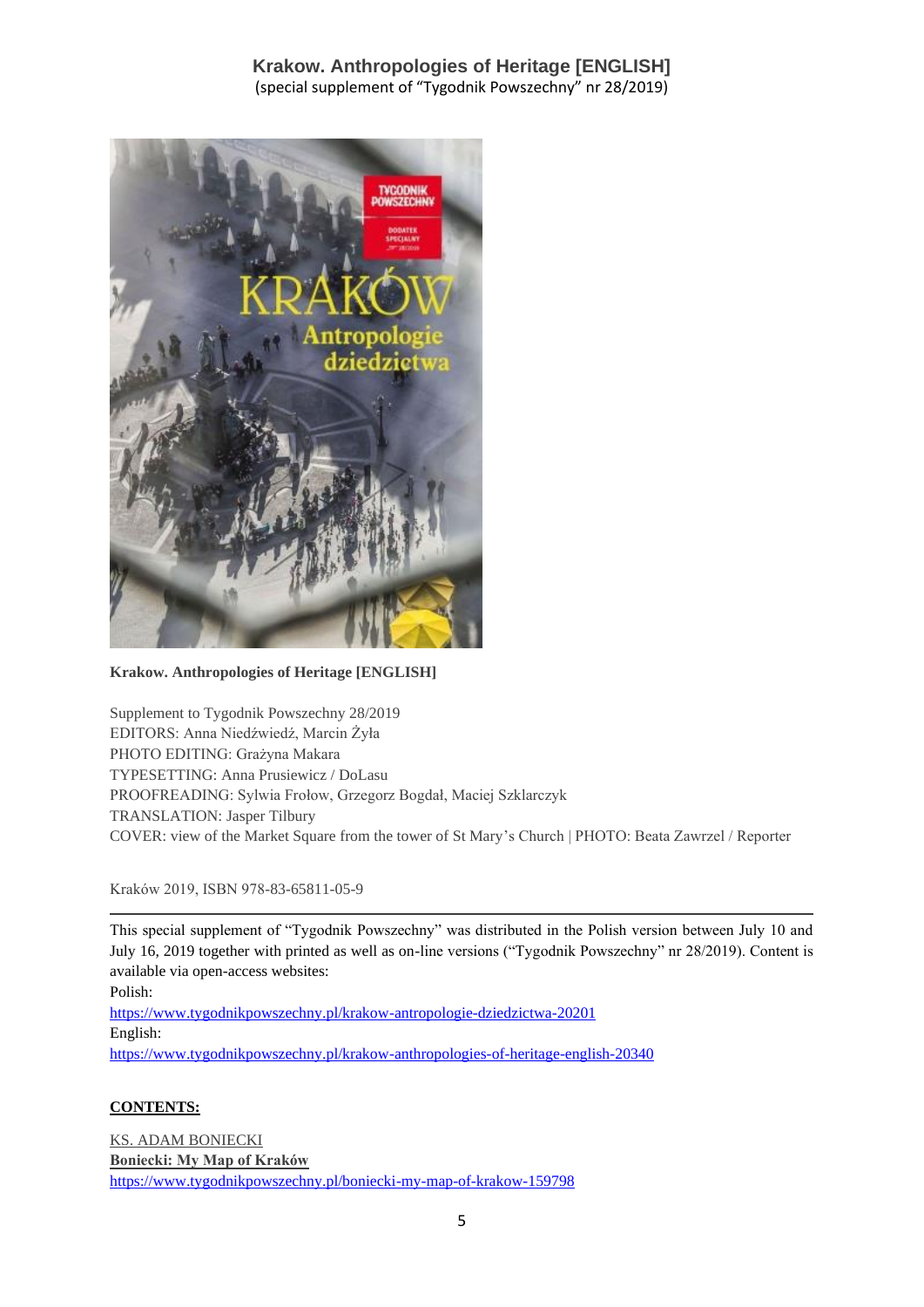# Krakow. Anthropologies of Heritage [ENGLISH]

(special supplement of "Tygodnik Powszechny" nr 28/2019)

**Krakow. Anthropologies of Heritage [ENGLISH]**

Supplement to Tygodnik Powszechny 28/2019
EDITORS: Anna Niedźwiedź, Marcin Żyła
PHOTO EDITING: Grażyna Makara
TYPESETTING: Anna Prusiewicz / DoLasu
PROOFREADING: Sylwia Frołow, Grzegorz Bogdał, Maciej Szklarczyk
TRANSLATION: Jasper Tilbury
COVER: view of the Market Square from the tower of St Mary's Church | PHOTO: Beata Zawrzel / Reporter

Kraków 2019, ISBN 978-83-65811-05-9

---

This special supplement of "Tygodnik Powszechny" was distributed in the Polish version between July 10 and July 16, 2019 together with printed as well as on-line versions ("Tygodnik Powszechny" nr 28/2019). Content is available via open-access websites:
Polish:
https://www.tygodnikpowszechny.pl/krakow-antropologie-dziedzictwa-20201
English:
https://www.tygodnikpowszechny.pl/krakow-anthropologies-of-heritage-english-20340

**CONTENTS:**

KS. ADAM BONIECKI
**Boniecki: My Map of Kraków**
https://www.tygodnikpowszechny.pl/boniecki-my-map-of-krakow-159798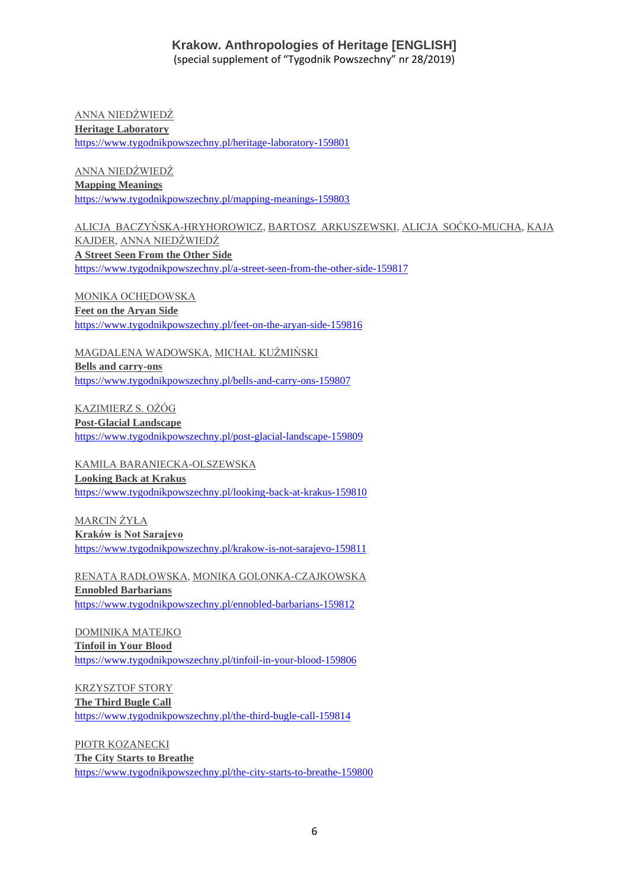ANNA NIEDŹWIEDŹ
**Heritage Laboratory**
https://www.tygodnikpowszechny.pl/heritage-laboratory-159801

ANNA NIEDŹWIEDŹ
**Mapping Meanings**
https://www.tygodnikpowszechny.pl/mapping-meanings-159803

ALICJA BACZYŃSKA-HRYHOROWICZ, BARTOSZ ARKUSZEWSKI, ALICJA SOĆKO-MUCHA, KAJA KAJDER, ANNA NIEDŹWIEDŹ
**A Street Seen From the Other Side**
https://www.tygodnikpowszechny.pl/a-street-seen-from-the-other-side-159817

MONIKA OCHĘDOWSKA
**Feet on the Aryan Side**
https://www.tygodnikpowszechny.pl/feet-on-the-aryan-side-159816

MAGDALENA WADOWSKA, MICHAŁ KUŹMIŃSKI
**Bells and carry-ons**
https://www.tygodnikpowszechny.pl/bells-and-carry-ons-159807

KAZIMIERZ S. OŻÓG
**Post-Glacial Landscape**
https://www.tygodnikpowszechny.pl/post-glacial-landscape-159809

KAMILA BARANIECKA-OLSZEWSKA
**Looking Back at Krakus**
https://www.tygodnikpowszechny.pl/looking-back-at-krakus-159810

MARCIN ŻYŁA
**Kraków is Not Sarajevo**
https://www.tygodnikpowszechny.pl/krakow-is-not-sarajevo-159811

RENATA RADŁOWSKA, MONIKA GOLONKA-CZAJKOWSKA
**Ennobled Barbarians**
https://www.tygodnikpowszechny.pl/ennobled-barbarians-159812

DOMINIKA MATEJKO
**Tinfoil in Your Blood**
https://www.tygodnikpowszechny.pl/tinfoil-in-your-blood-159806

KRZYSZTOF STORY
**The Third Bugle Call**
https://www.tygodnikpowszechny.pl/the-third-bugle-call-159814

PIOTR KOZANECKI
**The City Starts to Breathe**
https://www.tygodnikpowszechny.pl/the-city-starts-to-breathe-159800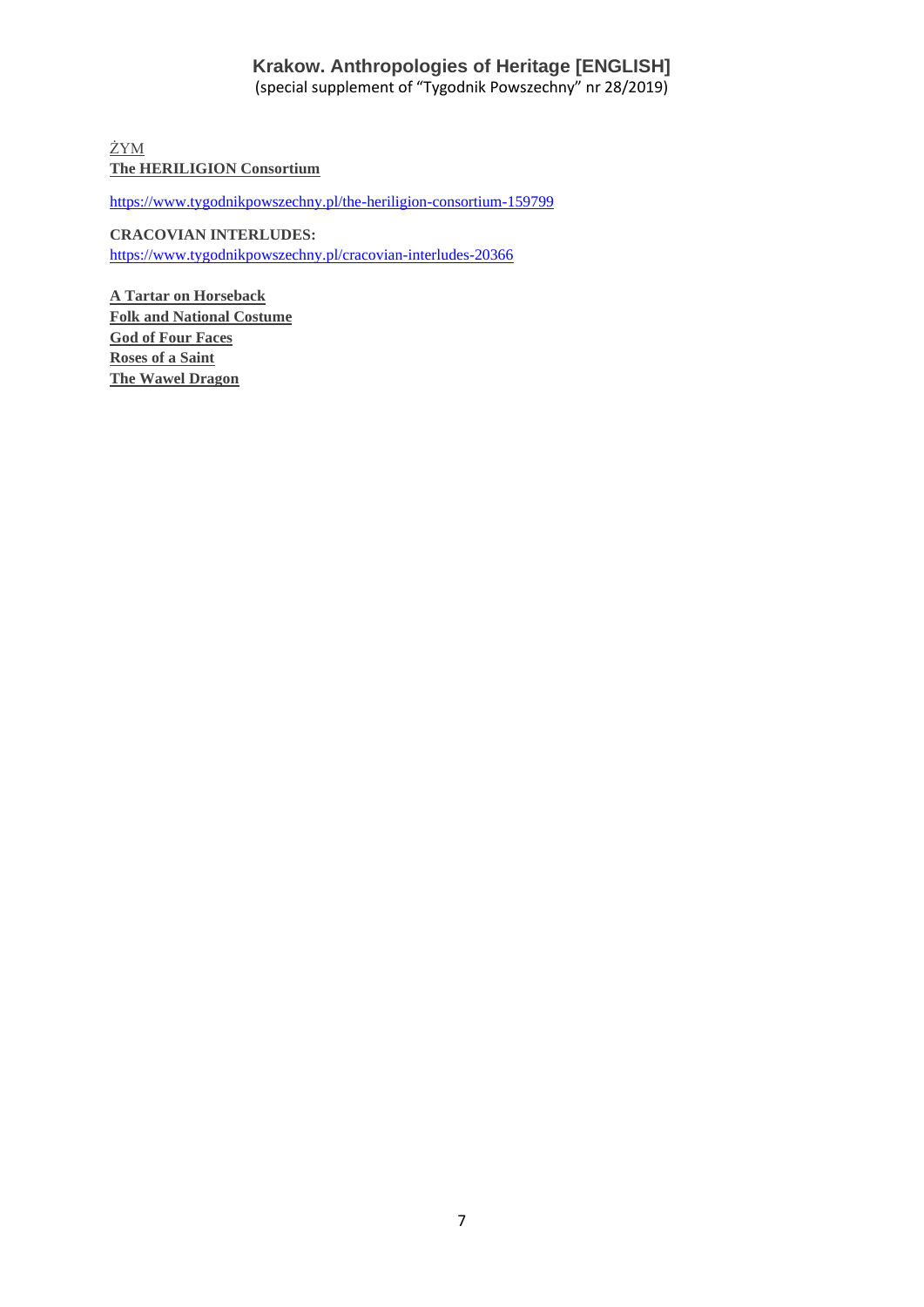ŻYM

**The HERILIGION Consortium**

https://www.tygodnikpowszechny.pl/the-heriligion-consortium-159799

**CRACOVIAN INTERLUDES:**

https://www.tygodnikpowszechny.pl/cracovian-interludes-20366

**A Tartar on Horseback**
**Folk and National Costume**
**God of Four Faces**
**Roses of a Saint**
**The Wawel Dragon**